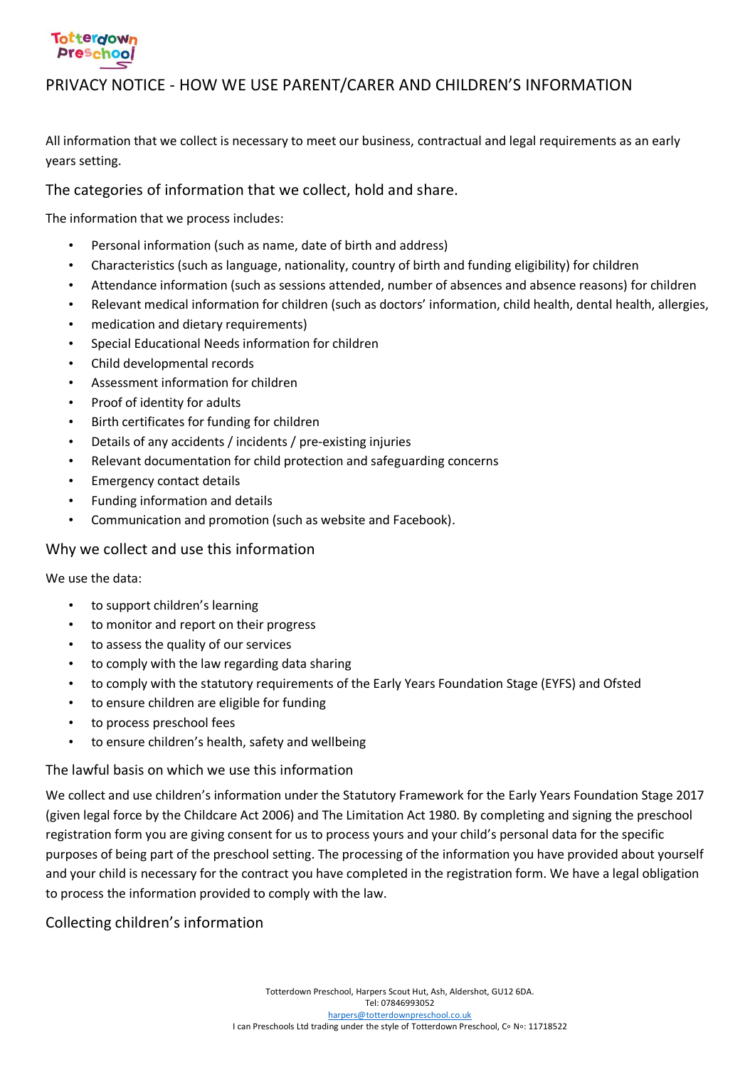# PRIVACY NOTICE - HOW WE USE PARENT/CARER AND CHILDREN'S INFORMATION

All information that we collect is necessary to meet our business, contractual and legal requirements as an early years setting.

## The categories of information that we collect, hold and share.

The information that we process includes:

- Personal information (such as name, date of birth and address)
- Characteristics (such as language, nationality, country of birth and funding eligibility) for children
- Attendance information (such as sessions attended, number of absences and absence reasons) for children
- Relevant medical information for children (such as doctors' information, child health, dental health, allergies,
- medication and dietary requirements)
- Special Educational Needs information for children
- Child developmental records
- Assessment information for children
- Proof of identity for adults
- Birth certificates for funding for children
- Details of any accidents / incidents / pre-existing injuries
- Relevant documentation for child protection and safeguarding concerns
- Emergency contact details
- Funding information and details
- Communication and promotion (such as website and Facebook).

## Why we collect and use this information

We use the data:

- to support children's learning
- to monitor and report on their progress
- to assess the quality of our services
- to comply with the law regarding data sharing
- to comply with the statutory requirements of the Early Years Foundation Stage (EYFS) and Ofsted
- to ensure children are eligible for funding
- to process preschool fees
- to ensure children's health, safety and wellbeing

### The lawful basis on which we use this information

We collect and use children's information under the Statutory Framework for the Early Years Foundation Stage 2017 (given legal force by the Childcare Act 2006) and The Limitation Act 1980. By completing and signing the preschool registration form you are giving consent for us to process yours and your child's personal data for the specific purposes of being part of the preschool setting. The processing of the information you have provided about yourself and your child is necessary for the contract you have completed in the registration form. We have a legal obligation to process the information provided to comply with the law.

## Collecting children's information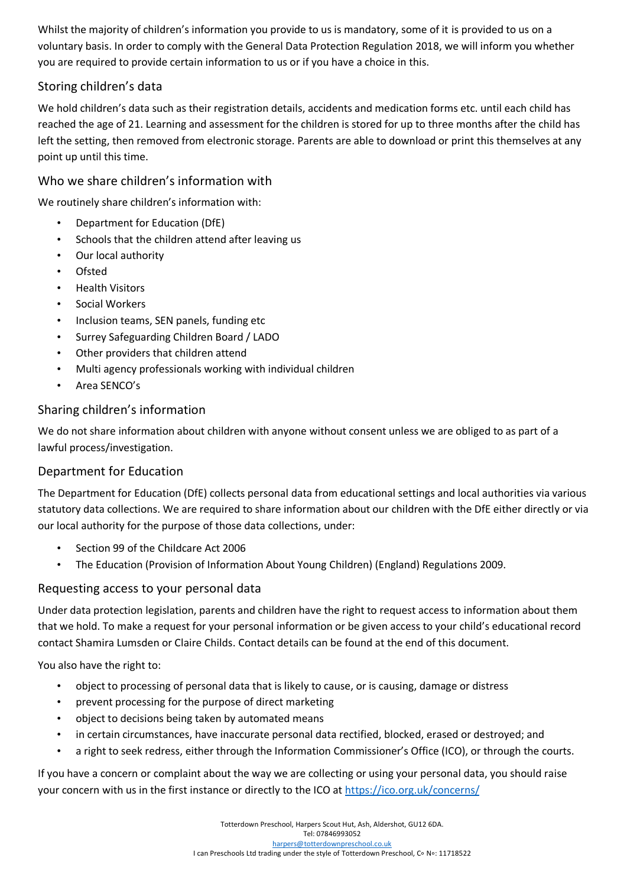Whilst the majority of children's information you provide to us is mandatory, some of it is provided to us on a voluntary basis. In order to comply with the General Data Protection Regulation 2018, we will inform you whether you are required to provide certain information to us or if you have a choice in this.

## Storing children's data

We hold children's data such as their registration details, accidents and medication forms etc. until each child has reached the age of 21. Learning and assessment for the children is stored for up to three months after the child has left the setting, then removed from electronic storage. Parents are able to download or print this themselves at any point up until this time.

## Who we share children's information with

We routinely share children's information with:

- Department for Education (DfE)
- Schools that the children attend after leaving us
- Our local authority
- Ofsted
- Health Visitors
- Social Workers
- Inclusion teams, SEN panels, funding etc
- Surrey Safeguarding Children Board / LADO
- Other providers that children attend
- Multi agency professionals working with individual children
- Area SENCO's

## Sharing children's information

We do not share information about children with anyone without consent unless we are obliged to as part of a lawful process/investigation.

## Department for Education

The Department for Education (DfE) collects personal data from educational settings and local authorities via various statutory data collections. We are required to share information about our children with the DfE either directly or via our local authority for the purpose of those data collections, under:

- Section 99 of the Childcare Act 2006
- The Education (Provision of Information About Young Children) (England) Regulations 2009.

## Requesting access to your personal data

Under data protection legislation, parents and children have the right to request access to information about them that we hold. To make a request for your personal information or be given access to your child's educational record contact Shamira Lumsden or Claire Childs. Contact details can be found at the end of this document.

You also have the right to:

- object to processing of personal data that is likely to cause, or is causing, damage or distress
- prevent processing for the purpose of direct marketing
- object to decisions being taken by automated means
- in certain circumstances, have inaccurate personal data rectified, blocked, erased or destroyed; and
- a right to seek redress, either through the Information Commissioner's Office (ICO), or through the courts.

If you have a concern or complaint about the way we are collecting or using your personal data, you should raise your concern with us in the first instance or directly to the ICO at https://ico.org.uk/concerns/

Totterdown Preschool, Harpers Scout Hut, Ash, Aldershot, GU12 6DA.
Tel: 07846993052
harpers@totterdownpreschool.co.uk
I can Preschools Ltd trading under the style of Totterdown Preschool, Co No: 11718522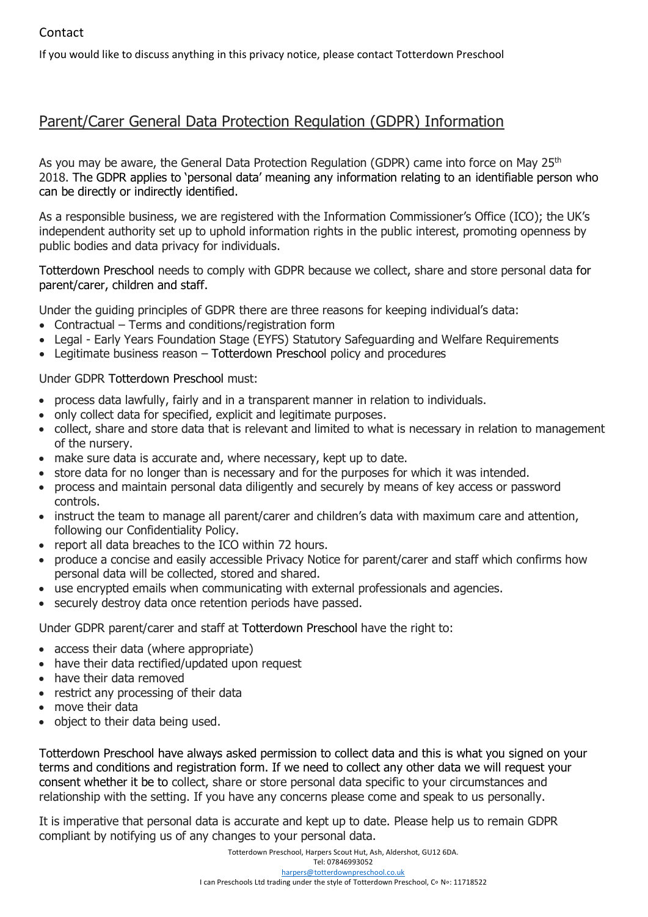## Contact

If you would like to discuss anything in this privacy notice, please contact Totterdown Preschool

## Parent/Carer General Data Protection Regulation (GDPR) Information

As you may be aware, the General Data Protection Regulation (GDPR) came into force on May 25th 2018. The GDPR applies to 'personal data' meaning any information relating to an identifiable person who can be directly or indirectly identified.

As a responsible business, we are registered with the Information Commissioner's Office (ICO); the UK's independent authority set up to uphold information rights in the public interest, promoting openness by public bodies and data privacy for individuals.

Totterdown Preschool needs to comply with GDPR because we collect, share and store personal data for parent/carer, children and staff.

Under the guiding principles of GDPR there are three reasons for keeping individual's data:

- Contractual – Terms and conditions/registration form
- Legal - Early Years Foundation Stage (EYFS) Statutory Safeguarding and Welfare Requirements
- Legitimate business reason – Totterdown Preschool policy and procedures

Under GDPR Totterdown Preschool must:

- process data lawfully, fairly and in a transparent manner in relation to individuals.
- only collect data for specified, explicit and legitimate purposes.
- collect, share and store data that is relevant and limited to what is necessary in relation to management of the nursery.
- make sure data is accurate and, where necessary, kept up to date.
- store data for no longer than is necessary and for the purposes for which it was intended.
- process and maintain personal data diligently and securely by means of key access or password controls.
- instruct the team to manage all parent/carer and children's data with maximum care and attention, following our Confidentiality Policy.
- report all data breaches to the ICO within 72 hours.
- produce a concise and easily accessible Privacy Notice for parent/carer and staff which confirms how personal data will be collected, stored and shared.
- use encrypted emails when communicating with external professionals and agencies.
- securely destroy data once retention periods have passed.

Under GDPR parent/carer and staff at Totterdown Preschool have the right to:

- access their data (where appropriate)
- have their data rectified/updated upon request
- have their data removed
- restrict any processing of their data
- move their data
- object to their data being used.

Totterdown Preschool have always asked permission to collect data and this is what you signed on your terms and conditions and registration form. If we need to collect any other data we will request your consent whether it be to collect, share or store personal data specific to your circumstances and relationship with the setting. If you have any concerns please come and speak to us personally.

It is imperative that personal data is accurate and kept up to date. Please help us to remain GDPR compliant by notifying us of any changes to your personal data.

Totterdown Preschool, Harpers Scout Hut, Ash, Aldershot, GU12 6DA.
Tel: 07846993052
harpers@totterdownpreschool.co.uk
I can Preschools Ltd trading under the style of Totterdown Preschool, Co No: 11718522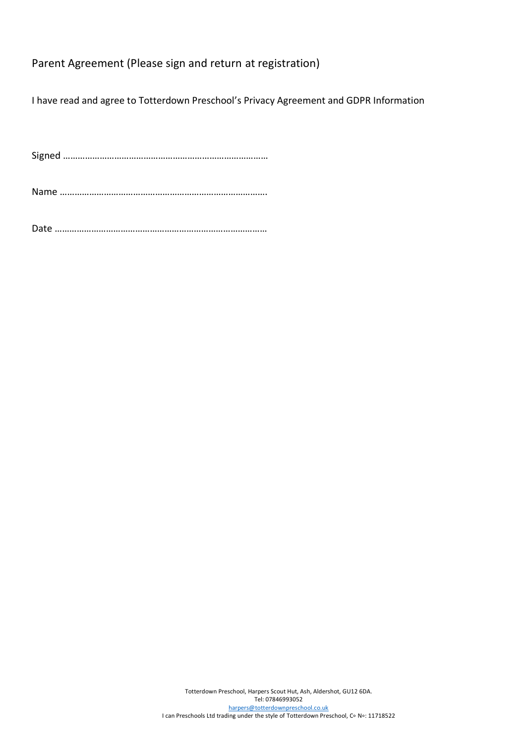# Parent Agreement (Please sign and return at registration)

I have read and agree to Totterdown Preschool's Privacy Agreement and GDPR Information

Signed …………………………………………………………………………

Name ………………………………………………………………………….

Date …………………………………………………………………………

Totterdown Preschool, Harpers Scout Hut, Ash, Aldershot, GU12 6DA.
Tel: 07846993052
harpers@totterdownpreschool.co.uk
I can Preschools Ltd trading under the style of Totterdown Preschool, Co No: 11718522